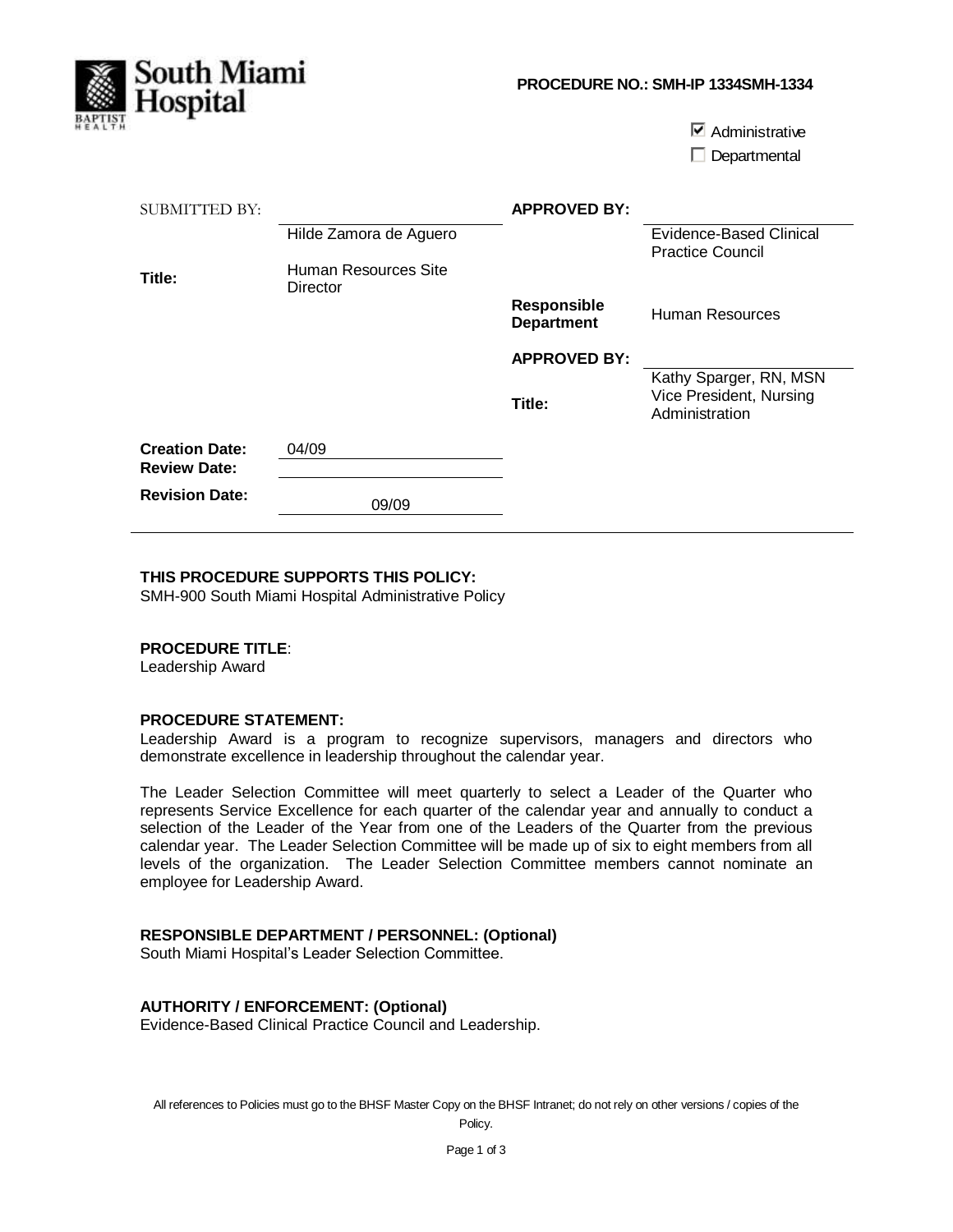**South Miami Hospital**
BAPTIST HEALTH

**PROCEDURE NO.: SMH-IP 1334SMH-1334**

☑ Administrative
☐ Departmental

| SUBMITTED BY: | Hilde Zamora de Aguero | **APPROVED BY:** | Evidence-Based Clinical Practice Council |
|---|---|---|---|
| **Title:** | Human Resources Site Director | **Responsible Department** | Human Resources |
| | | **APPROVED BY:** | Kathy Sparger, RN, MSN |
| | | **Title:** | Vice President, Nursing Administration |
| **Creation Date:** | 04/09 | | |
| **Review Date:** | | | |
| **Revision Date:** | 09/09 | | |

**THIS PROCEDURE SUPPORTS THIS POLICY:**
SMH-900 South Miami Hospital Administrative Policy

**PROCEDURE TITLE**:
Leadership Award

**PROCEDURE STATEMENT:**
Leadership Award is a program to recognize supervisors, managers and directors who demonstrate excellence in leadership throughout the calendar year.

The Leader Selection Committee will meet quarterly to select a Leader of the Quarter who represents Service Excellence for each quarter of the calendar year and annually to conduct a selection of the Leader of the Year from one of the Leaders of the Quarter from the previous calendar year. The Leader Selection Committee will be made up of six to eight members from all levels of the organization. The Leader Selection Committee members cannot nominate an employee for Leadership Award.

**RESPONSIBLE DEPARTMENT / PERSONNEL: (Optional)**
South Miami Hospital's Leader Selection Committee.

**AUTHORITY / ENFORCEMENT: (Optional)**
Evidence-Based Clinical Practice Council and Leadership.

All references to Policies must go to the BHSF Master Copy on the BHSF Intranet; do not rely on other versions / copies of the Policy.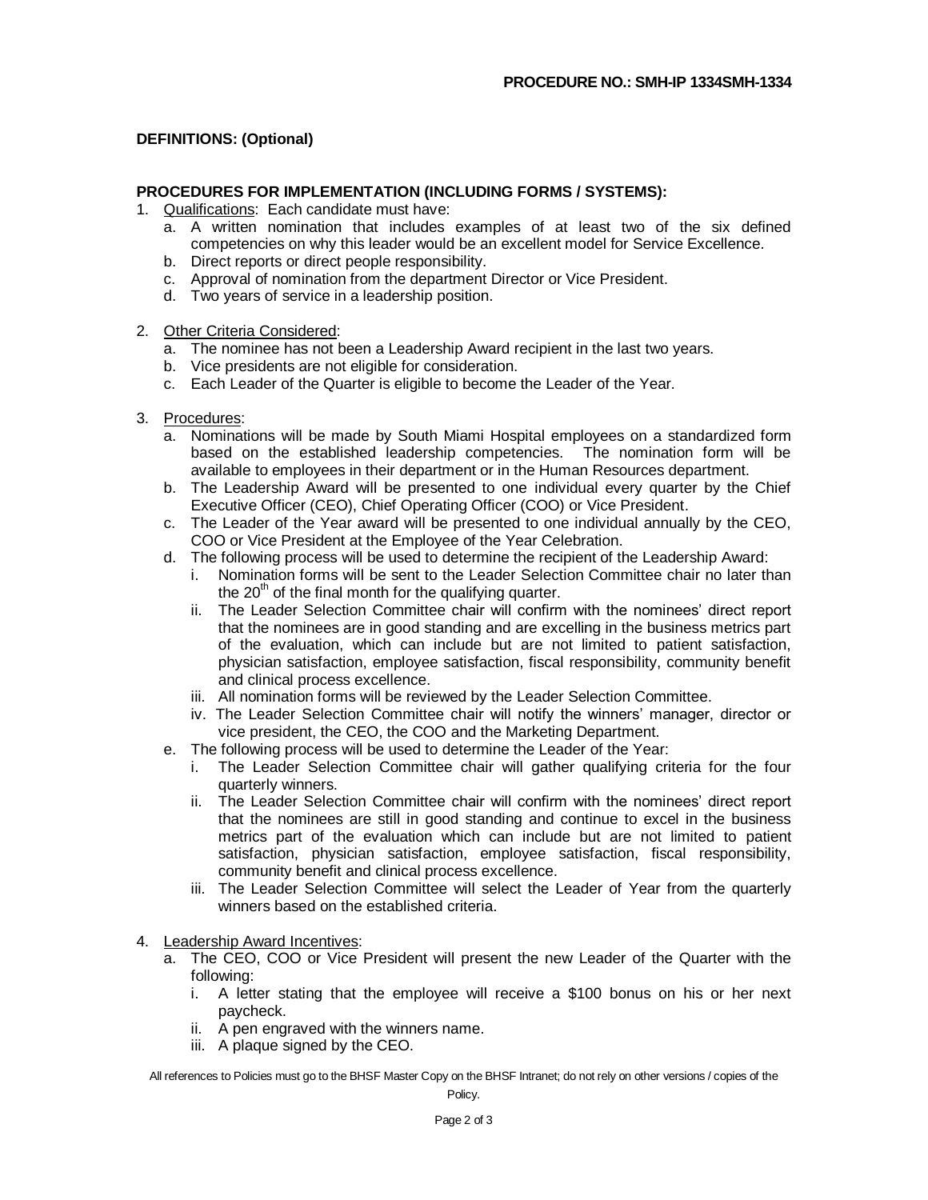**PROCEDURE NO.: SMH-IP 1334SMH-1334**

**DEFINITIONS: (Optional)**

**PROCEDURES FOR IMPLEMENTATION (INCLUDING FORMS / SYSTEMS):**

1. Qualifications: Each candidate must have:
   a. A written nomination that includes examples of at least two of the six defined competencies on why this leader would be an excellent model for Service Excellence.
   b. Direct reports or direct people responsibility.
   c. Approval of nomination from the department Director or Vice President.
   d. Two years of service in a leadership position.

2. Other Criteria Considered:
   a. The nominee has not been a Leadership Award recipient in the last two years.
   b. Vice presidents are not eligible for consideration.
   c. Each Leader of the Quarter is eligible to become the Leader of the Year.

3. Procedures:
   a. Nominations will be made by South Miami Hospital employees on a standardized form based on the established leadership competencies. The nomination form will be available to employees in their department or in the Human Resources department.
   b. The Leadership Award will be presented to one individual every quarter by the Chief Executive Officer (CEO), Chief Operating Officer (COO) or Vice President.
   c. The Leader of the Year award will be presented to one individual annually by the CEO, COO or Vice President at the Employee of the Year Celebration.
   d. The following process will be used to determine the recipient of the Leadership Award:
      i. Nomination forms will be sent to the Leader Selection Committee chair no later than the 20th of the final month for the qualifying quarter.
      ii. The Leader Selection Committee chair will confirm with the nominees' direct report that the nominees are in good standing and are excelling in the business metrics part of the evaluation, which can include but are not limited to patient satisfaction, physician satisfaction, employee satisfaction, fiscal responsibility, community benefit and clinical process excellence.
      iii. All nomination forms will be reviewed by the Leader Selection Committee.
      iv. The Leader Selection Committee chair will notify the winners' manager, director or vice president, the CEO, the COO and the Marketing Department.
   e. The following process will be used to determine the Leader of the Year:
      i. The Leader Selection Committee chair will gather qualifying criteria for the four quarterly winners.
      ii. The Leader Selection Committee chair will confirm with the nominees' direct report that the nominees are still in good standing and continue to excel in the business metrics part of the evaluation which can include but are not limited to patient satisfaction, physician satisfaction, employee satisfaction, fiscal responsibility, community benefit and clinical process excellence.
      iii. The Leader Selection Committee will select the Leader of Year from the quarterly winners based on the established criteria.

4. Leadership Award Incentives:
   a. The CEO, COO or Vice President will present the new Leader of the Quarter with the following:
      i. A letter stating that the employee will receive a $100 bonus on his or her next paycheck.
      ii. A pen engraved with the winners name.
      iii. A plaque signed by the CEO.

All references to Policies must go to the BHSF Master Copy on the BHSF Intranet; do not rely on other versions / copies of the Policy.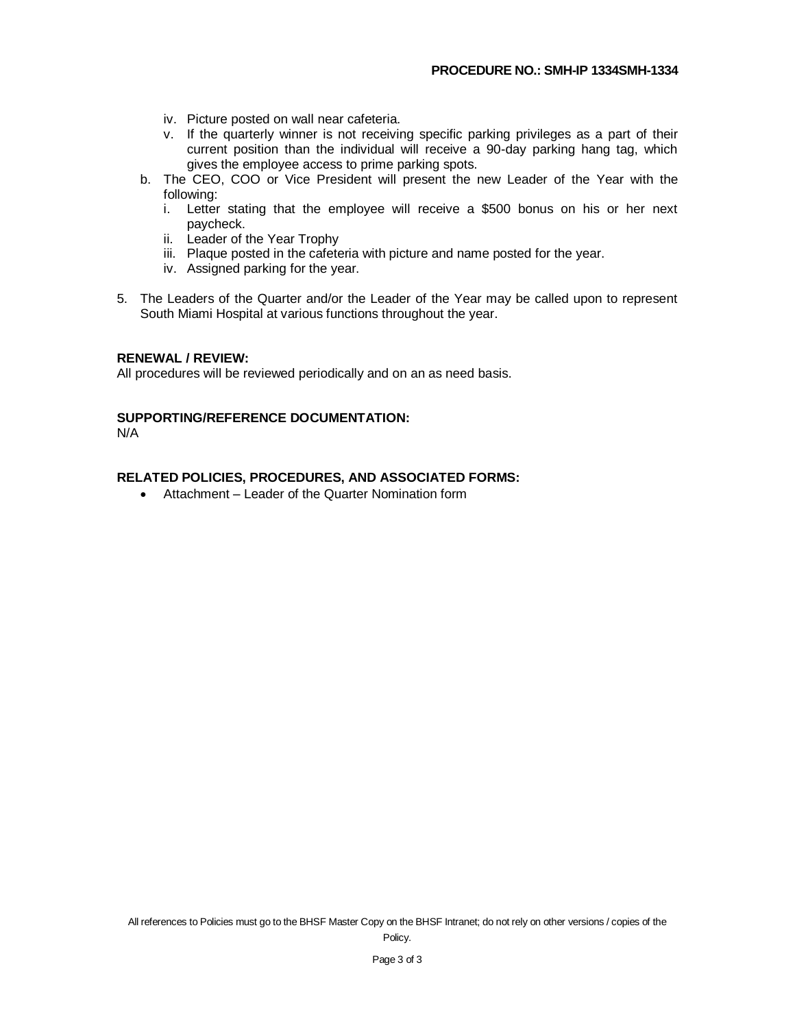iv. Picture posted on wall near cafeteria.
   v. If the quarterly winner is not receiving specific parking privileges as a part of their current position than the individual will receive a 90-day parking hang tag, which gives the employee access to prime parking spots.

   b. The CEO, COO or Vice President will present the new Leader of the Year with the following:
      i. Letter stating that the employee will receive a $500 bonus on his or her next paycheck.
      ii. Leader of the Year Trophy
      iii. Plaque posted in the cafeteria with picture and name posted for the year.
      iv. Assigned parking for the year.

5. The Leaders of the Quarter and/or the Leader of the Year may be called upon to represent South Miami Hospital at various functions throughout the year.

**RENEWAL / REVIEW:**
All procedures will be reviewed periodically and on an as need basis.

**SUPPORTING/REFERENCE DOCUMENTATION:**
N/A

**RELATED POLICIES, PROCEDURES, AND ASSOCIATED FORMS:**

- Attachment – Leader of the Quarter Nomination form

All references to Policies must go to the BHSF Master Copy on the BHSF Intranet; do not rely on other versions / copies of the Policy.